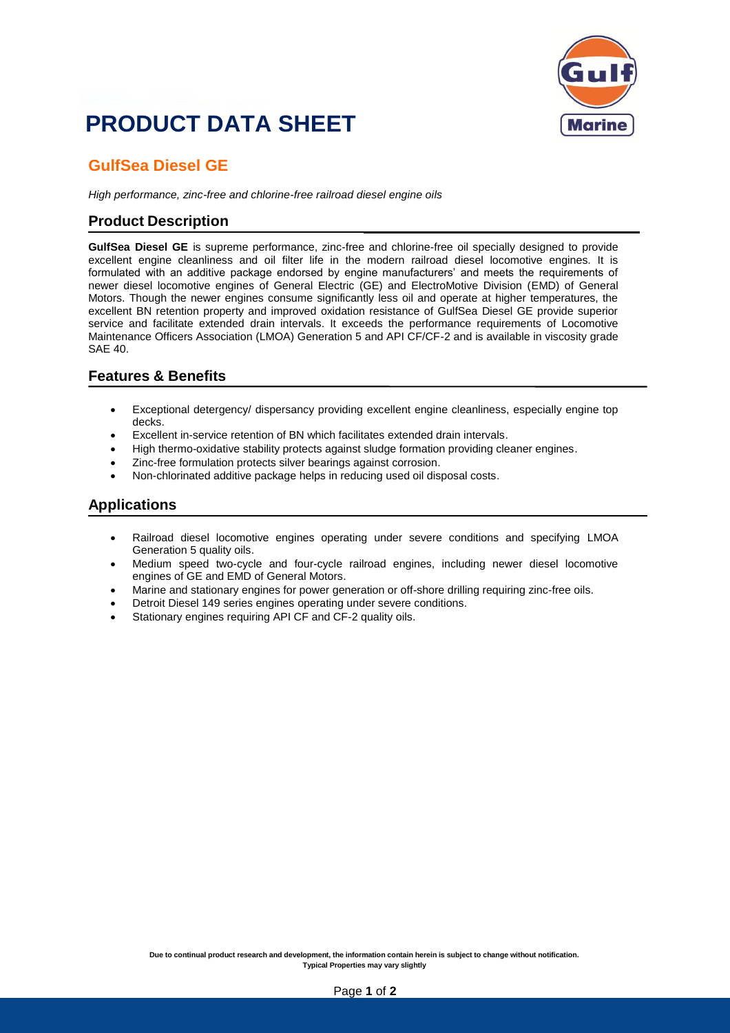# PRODUCT DATA SHEET

## GulfSea Diesel GE

*High performance, zinc-free and chlorine-free railroad diesel engine oils*

### Product Description

**GulfSea Diesel GE** is supreme performance, zinc-free and chlorine-free oil specially designed to provide excellent engine cleanliness and oil filter life in the modern railroad diesel locomotive engines. It is formulated with an additive package endorsed by engine manufacturers' and meets the requirements of newer diesel locomotive engines of General Electric (GE) and ElectroMotive Division (EMD) of General Motors. Though the newer engines consume significantly less oil and operate at higher temperatures, the excellent BN retention property and improved oxidation resistance of GulfSea Diesel GE provide superior service and facilitate extended drain intervals. It exceeds the performance requirements of Locomotive Maintenance Officers Association (LMOA) Generation 5 and API CF/CF-2 and is available in viscosity grade SAE 40.

### Features & Benefits

- Exceptional detergency/ dispersancy providing excellent engine cleanliness, especially engine top decks.
- Excellent in-service retention of BN which facilitates extended drain intervals.
- High thermo-oxidative stability protects against sludge formation providing cleaner engines.
- Zinc-free formulation protects silver bearings against corrosion.
- Non-chlorinated additive package helps in reducing used oil disposal costs.

### Applications

- Railroad diesel locomotive engines operating under severe conditions and specifying LMOA Generation 5 quality oils.
- Medium speed two-cycle and four-cycle railroad engines, including newer diesel locomotive engines of GE and EMD of General Motors.
- Marine and stationary engines for power generation or off-shore drilling requiring zinc-free oils.
- Detroit Diesel 149 series engines operating under severe conditions.
- Stationary engines requiring API CF and CF-2 quality oils.

**Due to continual product research and development, the information contain herein is subject to change without notification.**
**Typical Properties may vary slightly**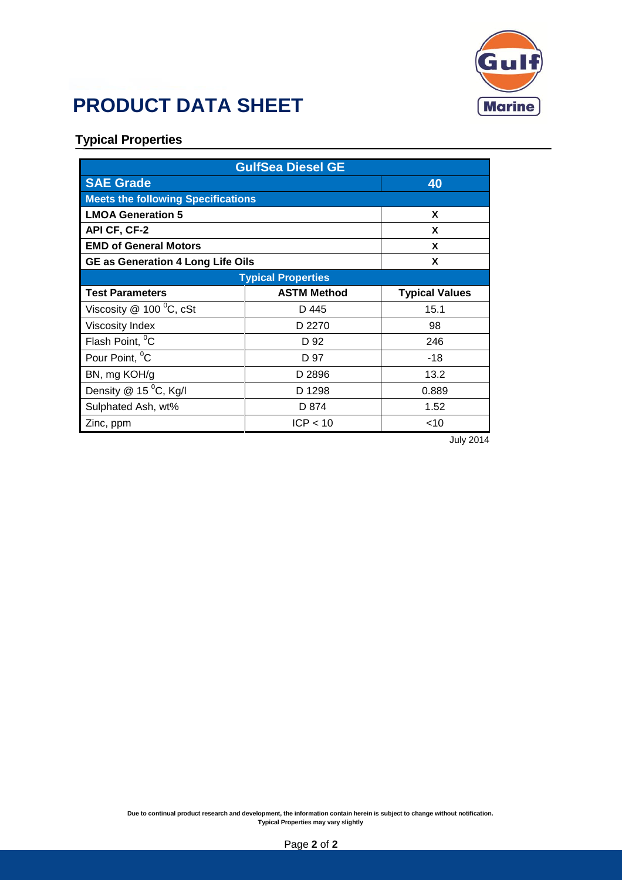# PRODUCT DATA SHEET

## Typical Properties

| GulfSea Diesel GE | | |
|---|---|---|
| **SAE Grade** | | **40** |
| **Meets the following Specifications** | | |
| **LMOA Generation 5** | | **X** |
| **API CF, CF-2** | | **X** |
| **EMD of General Motors** | | **X** |
| **GE as Generation 4 Long Life Oils** | | **X** |
| **Typical Properties** | | |
| **Test Parameters** | **ASTM Method** | **Typical Values** |
| Viscosity @ 100 $^0$C, cSt | D 445 | 15.1 |
| Viscosity Index | D 2270 | 98 |
| Flash Point, $^0$C | D 92 | 246 |
| Pour Point, $^0$C | D 97 | -18 |
| BN, mg KOH/g | D 2896 | 13.2 |
| Density @ 15 $^0$C, Kg/l | D 1298 | 0.889 |
| Sulphated Ash, wt% | D 874 | 1.52 |
| Zinc, ppm | ICP < 10 | <10 |

July 2014

**Due to continual product research and development, the information contain herein is subject to change without notification.**
**Typical Properties may vary slightly**